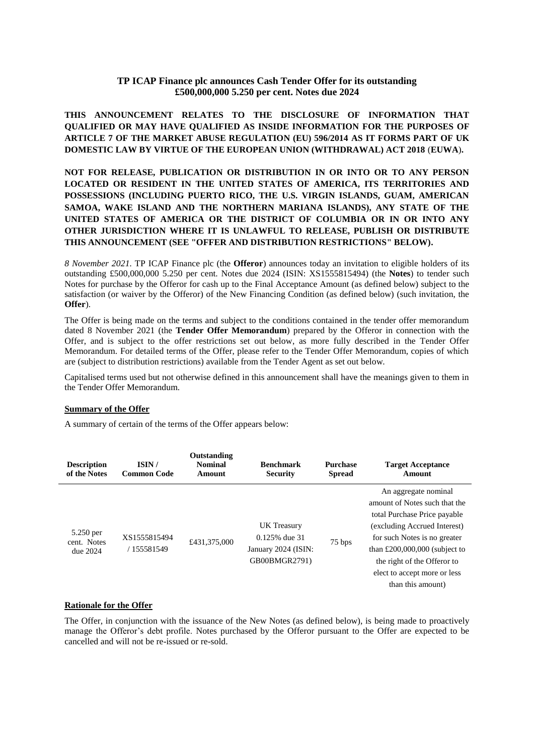# TP ICAP Finance plc announces Cash Tender Offer for its outstanding £500,000,000 5.250 per cent. Notes due 2024

**THIS ANNOUNCEMENT RELATES TO THE DISCLOSURE OF INFORMATION THAT QUALIFIED OR MAY HAVE QUALIFIED AS INSIDE INFORMATION FOR THE PURPOSES OF ARTICLE 7 OF THE MARKET ABUSE REGULATION (EU) 596/2014 AS IT FORMS PART OF UK DOMESTIC LAW BY VIRTUE OF THE EUROPEAN UNION (WITHDRAWAL) ACT 2018 (EUWA).**

**NOT FOR RELEASE, PUBLICATION OR DISTRIBUTION IN OR INTO OR TO ANY PERSON LOCATED OR RESIDENT IN THE UNITED STATES OF AMERICA, ITS TERRITORIES AND POSSESSIONS (INCLUDING PUERTO RICO, THE U.S. VIRGIN ISLANDS, GUAM, AMERICAN SAMOA, WAKE ISLAND AND THE NORTHERN MARIANA ISLANDS), ANY STATE OF THE UNITED STATES OF AMERICA OR THE DISTRICT OF COLUMBIA OR IN OR INTO ANY OTHER JURISDICTION WHERE IT IS UNLAWFUL TO RELEASE, PUBLISH OR DISTRIBUTE THIS ANNOUNCEMENT (SEE "OFFER AND DISTRIBUTION RESTRICTIONS" BELOW).**

*8 November 2021.* TP ICAP Finance plc (the **Offeror**) announces today an invitation to eligible holders of its outstanding £500,000,000 5.250 per cent. Notes due 2024 (ISIN: XS1555815494) (the **Notes**) to tender such Notes for purchase by the Offeror for cash up to the Final Acceptance Amount (as defined below) subject to the satisfaction (or waiver by the Offeror) of the New Financing Condition (as defined below) (such invitation, the **Offer**).

The Offer is being made on the terms and subject to the conditions contained in the tender offer memorandum dated 8 November 2021 (the **Tender Offer Memorandum**) prepared by the Offeror in connection with the Offer, and is subject to the offer restrictions set out below, as more fully described in the Tender Offer Memorandum. For detailed terms of the Offer, please refer to the Tender Offer Memorandum, copies of which are (subject to distribution restrictions) available from the Tender Agent as set out below.

Capitalised terms used but not otherwise defined in this announcement shall have the meanings given to them in the Tender Offer Memorandum.

**Summary of the Offer**

A summary of certain of the terms of the Offer appears below:

| Description of the Notes | ISIN / Common Code | Outstanding Nominal Amount | Benchmark Security | Purchase Spread | Target Acceptance Amount |
|---|---|---|---|---|---|
| 5.250 per cent. Notes due 2024 | XS1555815494 / 155581549 | £431,375,000 | UK Treasury 0.125% due 31 January 2024 (ISIN: GB00BMGR2791) | 75 bps | An aggregate nominal amount of Notes such that the total Purchase Price payable (excluding Accrued Interest) for such Notes is no greater than £200,000,000 (subject to the right of the Offeror to elect to accept more or less than this amount) |

**Rationale for the Offer**

The Offer, in conjunction with the issuance of the New Notes (as defined below), is being made to proactively manage the Offeror's debt profile. Notes purchased by the Offeror pursuant to the Offer are expected to be cancelled and will not be re-issued or re-sold.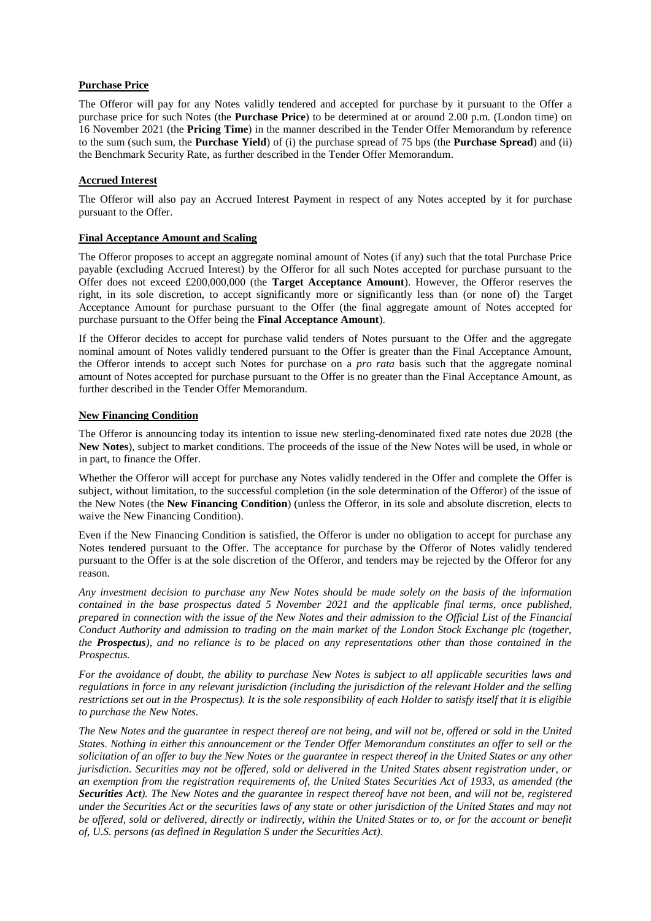**Purchase Price**

The Offeror will pay for any Notes validly tendered and accepted for purchase by it pursuant to the Offer a purchase price for such Notes (the **Purchase Price**) to be determined at or around 2.00 p.m. (London time) on 16 November 2021 (the **Pricing Time**) in the manner described in the Tender Offer Memorandum by reference to the sum (such sum, the **Purchase Yield**) of (i) the purchase spread of 75 bps (the **Purchase Spread**) and (ii) the Benchmark Security Rate, as further described in the Tender Offer Memorandum.

**Accrued Interest**

The Offeror will also pay an Accrued Interest Payment in respect of any Notes accepted by it for purchase pursuant to the Offer.

**Final Acceptance Amount and Scaling**

The Offeror proposes to accept an aggregate nominal amount of Notes (if any) such that the total Purchase Price payable (excluding Accrued Interest) by the Offeror for all such Notes accepted for purchase pursuant to the Offer does not exceed £200,000,000 (the **Target Acceptance Amount**). However, the Offeror reserves the right, in its sole discretion, to accept significantly more or significantly less than (or none of) the Target Acceptance Amount for purchase pursuant to the Offer (the final aggregate amount of Notes accepted for purchase pursuant to the Offer being the **Final Acceptance Amount**).

If the Offeror decides to accept for purchase valid tenders of Notes pursuant to the Offer and the aggregate nominal amount of Notes validly tendered pursuant to the Offer is greater than the Final Acceptance Amount, the Offeror intends to accept such Notes for purchase on a *pro rata* basis such that the aggregate nominal amount of Notes accepted for purchase pursuant to the Offer is no greater than the Final Acceptance Amount, as further described in the Tender Offer Memorandum.

**New Financing Condition**

The Offeror is announcing today its intention to issue new sterling-denominated fixed rate notes due 2028 (the **New Notes**), subject to market conditions. The proceeds of the issue of the New Notes will be used, in whole or in part, to finance the Offer.

Whether the Offeror will accept for purchase any Notes validly tendered in the Offer and complete the Offer is subject, without limitation, to the successful completion (in the sole determination of the Offeror) of the issue of the New Notes (the **New Financing Condition**) (unless the Offeror, in its sole and absolute discretion, elects to waive the New Financing Condition).

Even if the New Financing Condition is satisfied, the Offeror is under no obligation to accept for purchase any Notes tendered pursuant to the Offer. The acceptance for purchase by the Offeror of Notes validly tendered pursuant to the Offer is at the sole discretion of the Offeror, and tenders may be rejected by the Offeror for any reason.

*Any investment decision to purchase any New Notes should be made solely on the basis of the information contained in the base prospectus dated 5 November 2021 and the applicable final terms, once published, prepared in connection with the issue of the New Notes and their admission to the Official List of the Financial Conduct Authority and admission to trading on the main market of the London Stock Exchange plc (together, the **Prospectus**), and no reliance is to be placed on any representations other than those contained in the Prospectus.*

*For the avoidance of doubt, the ability to purchase New Notes is subject to all applicable securities laws and regulations in force in any relevant jurisdiction (including the jurisdiction of the relevant Holder and the selling restrictions set out in the Prospectus). It is the sole responsibility of each Holder to satisfy itself that it is eligible to purchase the New Notes.*

*The New Notes and the guarantee in respect thereof are not being, and will not be, offered or sold in the United States. Nothing in either this announcement or the Tender Offer Memorandum constitutes an offer to sell or the solicitation of an offer to buy the New Notes or the guarantee in respect thereof in the United States or any other jurisdiction. Securities may not be offered, sold or delivered in the United States absent registration under, or an exemption from the registration requirements of, the United States Securities Act of 1933, as amended (the **Securities Act**). The New Notes and the guarantee in respect thereof have not been, and will not be, registered under the Securities Act or the securities laws of any state or other jurisdiction of the United States and may not be offered, sold or delivered, directly or indirectly, within the United States or to, or for the account or benefit of, U.S. persons (as defined in Regulation S under the Securities Act).*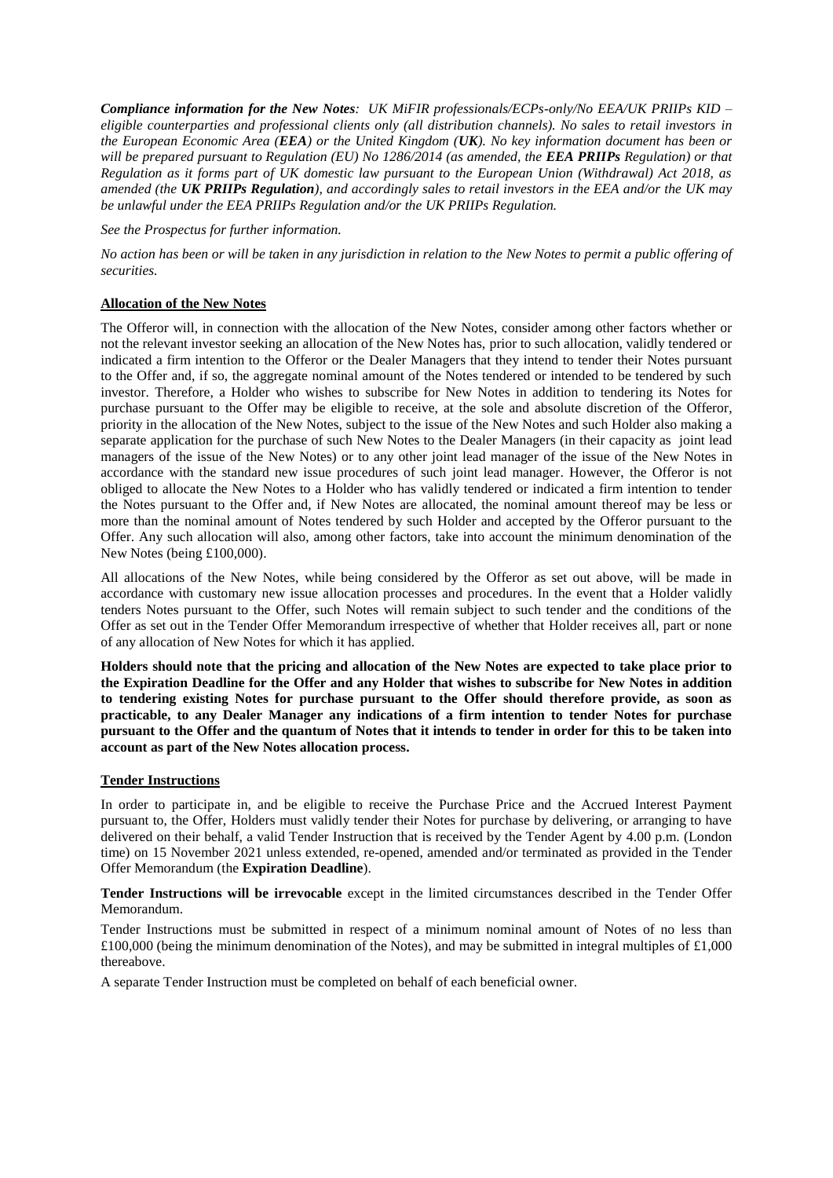***Compliance information for the New Notes**: UK MiFIR professionals/ECPs-only/No EEA/UK PRIIPs KID – eligible counterparties and professional clients only (all distribution channels). No sales to retail investors in the European Economic Area (**EEA**) or the United Kingdom (**UK**). No key information document has been or will be prepared pursuant to Regulation (EU) No 1286/2014 (as amended, the **EEA PRIIPs** Regulation) or that Regulation as it forms part of UK domestic law pursuant to the European Union (Withdrawal) Act 2018, as amended (the **UK PRIIPs Regulation**), and accordingly sales to retail investors in the EEA and/or the UK may be unlawful under the EEA PRIIPs Regulation and/or the UK PRIIPs Regulation.*

*See the Prospectus for further information.*

*No action has been or will be taken in any jurisdiction in relation to the New Notes to permit a public offering of securities.*

**Allocation of the New Notes**

The Offeror will, in connection with the allocation of the New Notes, consider among other factors whether or not the relevant investor seeking an allocation of the New Notes has, prior to such allocation, validly tendered or indicated a firm intention to the Offeror or the Dealer Managers that they intend to tender their Notes pursuant to the Offer and, if so, the aggregate nominal amount of the Notes tendered or intended to be tendered by such investor. Therefore, a Holder who wishes to subscribe for New Notes in addition to tendering its Notes for purchase pursuant to the Offer may be eligible to receive, at the sole and absolute discretion of the Offeror, priority in the allocation of the New Notes, subject to the issue of the New Notes and such Holder also making a separate application for the purchase of such New Notes to the Dealer Managers (in their capacity as joint lead managers of the issue of the New Notes) or to any other joint lead manager of the issue of the New Notes in accordance with the standard new issue procedures of such joint lead manager. However, the Offeror is not obliged to allocate the New Notes to a Holder who has validly tendered or indicated a firm intention to tender the Notes pursuant to the Offer and, if New Notes are allocated, the nominal amount thereof may be less or more than the nominal amount of Notes tendered by such Holder and accepted by the Offeror pursuant to the Offer. Any such allocation will also, among other factors, take into account the minimum denomination of the New Notes (being £100,000).

All allocations of the New Notes, while being considered by the Offeror as set out above, will be made in accordance with customary new issue allocation processes and procedures. In the event that a Holder validly tenders Notes pursuant to the Offer, such Notes will remain subject to such tender and the conditions of the Offer as set out in the Tender Offer Memorandum irrespective of whether that Holder receives all, part or none of any allocation of New Notes for which it has applied.

**Holders should note that the pricing and allocation of the New Notes are expected to take place prior to the Expiration Deadline for the Offer and any Holder that wishes to subscribe for New Notes in addition to tendering existing Notes for purchase pursuant to the Offer should therefore provide, as soon as practicable, to any Dealer Manager any indications of a firm intention to tender Notes for purchase pursuant to the Offer and the quantum of Notes that it intends to tender in order for this to be taken into account as part of the New Notes allocation process.**

**Tender Instructions**

In order to participate in, and be eligible to receive the Purchase Price and the Accrued Interest Payment pursuant to, the Offer, Holders must validly tender their Notes for purchase by delivering, or arranging to have delivered on their behalf, a valid Tender Instruction that is received by the Tender Agent by 4.00 p.m. (London time) on 15 November 2021 unless extended, re-opened, amended and/or terminated as provided in the Tender Offer Memorandum (the **Expiration Deadline**).

**Tender Instructions will be irrevocable** except in the limited circumstances described in the Tender Offer Memorandum.

Tender Instructions must be submitted in respect of a minimum nominal amount of Notes of no less than £100,000 (being the minimum denomination of the Notes), and may be submitted in integral multiples of £1,000 thereabove.

A separate Tender Instruction must be completed on behalf of each beneficial owner.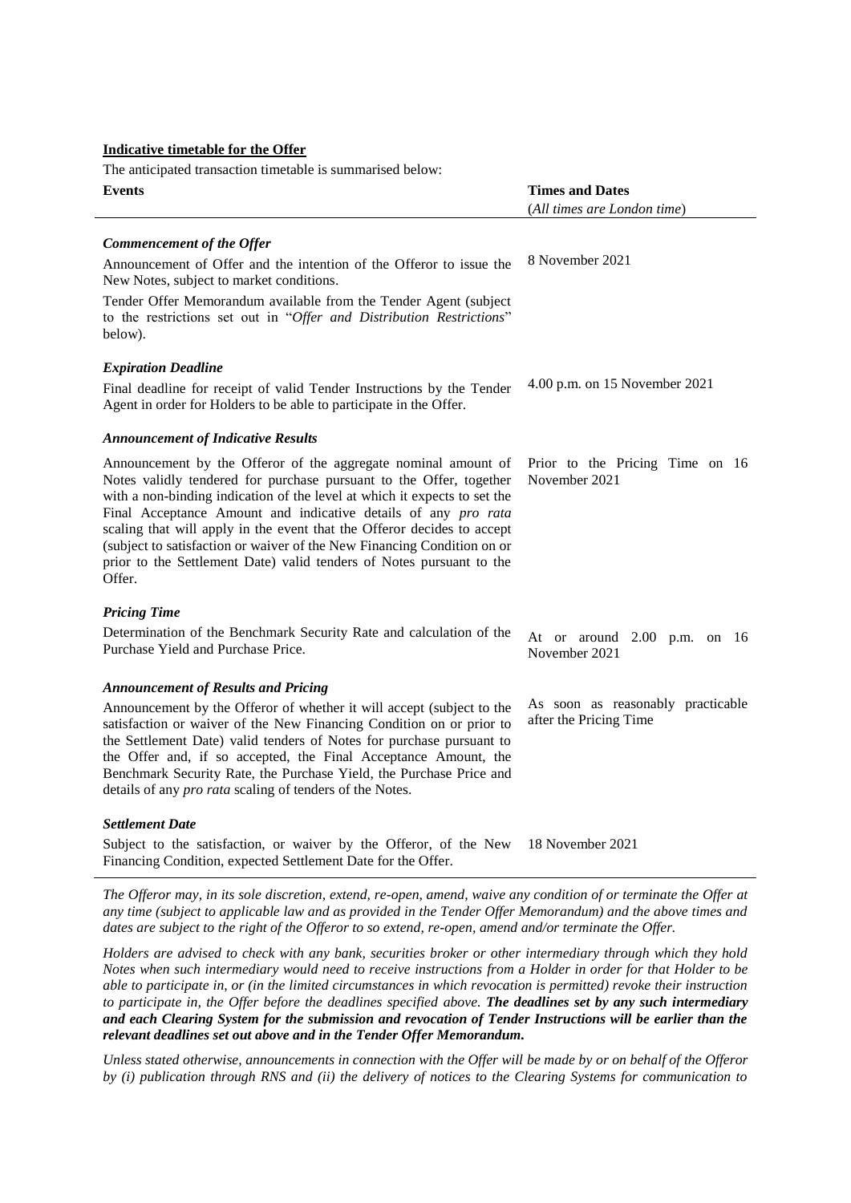**Indicative timetable for the Offer**

The anticipated transaction timetable is summarised below:

| **Events** | **Times and Dates** (*All times are London time*) |
|---|---|
| ***Commencement of the Offer*** Announcement of Offer and the intention of the Offeror to issue the New Notes, subject to market conditions. Tender Offer Memorandum available from the Tender Agent (subject to the restrictions set out in "*Offer and Distribution Restrictions*" below). | 8 November 2021 |
| ***Expiration Deadline*** Final deadline for receipt of valid Tender Instructions by the Tender Agent in order for Holders to be able to participate in the Offer. | 4.00 p.m. on 15 November 2021 |
| ***Announcement of Indicative Results*** Announcement by the Offeror of the aggregate nominal amount of Notes validly tendered for purchase pursuant to the Offer, together with a non-binding indication of the level at which it expects to set the Final Acceptance Amount and indicative details of any *pro rata* scaling that will apply in the event that the Offeror decides to accept (subject to satisfaction or waiver of the New Financing Condition on or prior to the Settlement Date) valid tenders of Notes pursuant to the Offer. | Prior to the Pricing Time on 16 November 2021 |
| ***Pricing Time*** Determination of the Benchmark Security Rate and calculation of the Purchase Yield and Purchase Price. | At or around 2.00 p.m. on 16 November 2021 |
| ***Announcement of Results and Pricing*** Announcement by the Offeror of whether it will accept (subject to the satisfaction or waiver of the New Financing Condition on or prior to the Settlement Date) valid tenders of Notes for purchase pursuant to the Offer and, if so accepted, the Final Acceptance Amount, the Benchmark Security Rate, the Purchase Yield, the Purchase Price and details of any *pro rata* scaling of tenders of the Notes. | As soon as reasonably practicable after the Pricing Time |
| ***Settlement Date*** Subject to the satisfaction, or waiver by the Offeror, of the New Financing Condition, expected Settlement Date for the Offer. | 18 November 2021 |

*The Offeror may, in its sole discretion, extend, re-open, amend, waive any condition of or terminate the Offer at any time (subject to applicable law and as provided in the Tender Offer Memorandum) and the above times and dates are subject to the right of the Offeror to so extend, re-open, amend and/or terminate the Offer.*

*Holders are advised to check with any bank, securities broker or other intermediary through which they hold Notes when such intermediary would need to receive instructions from a Holder in order for that Holder to be able to participate in, or (in the limited circumstances in which revocation is permitted) revoke their instruction to participate in, the Offer before the deadlines specified above.* ***The deadlines set by any such intermediary and each Clearing System for the submission and revocation of Tender Instructions will be earlier than the relevant deadlines set out above and in the Tender Offer Memorandum.***

*Unless stated otherwise, announcements in connection with the Offer will be made by or on behalf of the Offeror by (i) publication through RNS and (ii) the delivery of notices to the Clearing Systems for communication to*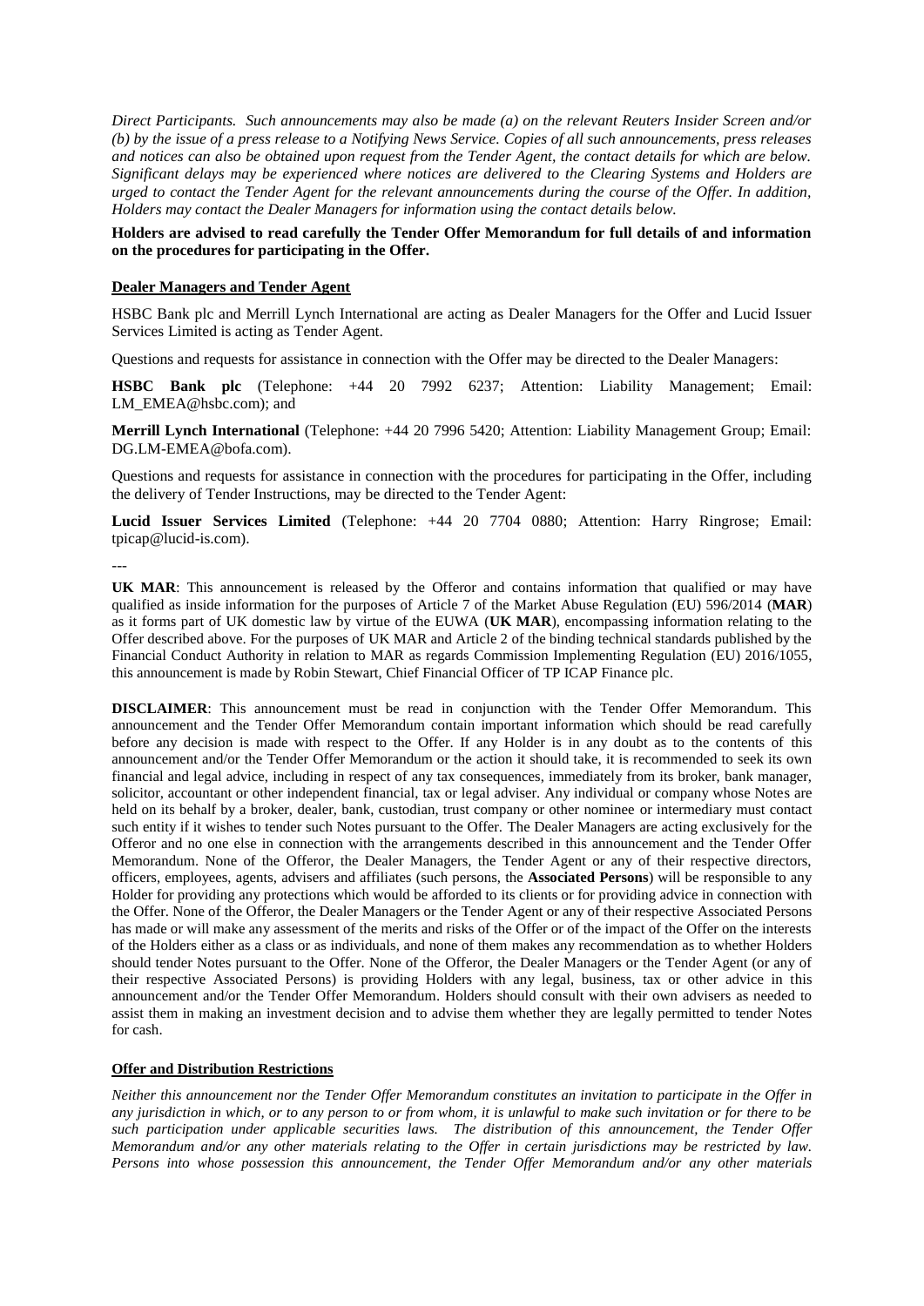*Direct Participants. Such announcements may also be made (a) on the relevant Reuters Insider Screen and/or (b) by the issue of a press release to a Notifying News Service. Copies of all such announcements, press releases and notices can also be obtained upon request from the Tender Agent, the contact details for which are below. Significant delays may be experienced where notices are delivered to the Clearing Systems and Holders are urged to contact the Tender Agent for the relevant announcements during the course of the Offer. In addition, Holders may contact the Dealer Managers for information using the contact details below.*

**Holders are advised to read carefully the Tender Offer Memorandum for full details of and information on the procedures for participating in the Offer.**

**Dealer Managers and Tender Agent**

HSBC Bank plc and Merrill Lynch International are acting as Dealer Managers for the Offer and Lucid Issuer Services Limited is acting as Tender Agent.

Questions and requests for assistance in connection with the Offer may be directed to the Dealer Managers:

**HSBC Bank plc** (Telephone: +44 20 7992 6237; Attention: Liability Management; Email: LM_EMEA@hsbc.com); and

**Merrill Lynch International** (Telephone: +44 20 7996 5420; Attention: Liability Management Group; Email: DG.LM-EMEA@bofa.com).

Questions and requests for assistance in connection with the procedures for participating in the Offer, including the delivery of Tender Instructions, may be directed to the Tender Agent:

**Lucid Issuer Services Limited** (Telephone: +44 20 7704 0880; Attention: Harry Ringrose; Email: tpicap@lucid-is.com).

---

**UK MAR**: This announcement is released by the Offeror and contains information that qualified or may have qualified as inside information for the purposes of Article 7 of the Market Abuse Regulation (EU) 596/2014 (**MAR**) as it forms part of UK domestic law by virtue of the EUWA (**UK MAR**), encompassing information relating to the Offer described above. For the purposes of UK MAR and Article 2 of the binding technical standards published by the Financial Conduct Authority in relation to MAR as regards Commission Implementing Regulation (EU) 2016/1055, this announcement is made by Robin Stewart, Chief Financial Officer of TP ICAP Finance plc.

**DISCLAIMER**: This announcement must be read in conjunction with the Tender Offer Memorandum. This announcement and the Tender Offer Memorandum contain important information which should be read carefully before any decision is made with respect to the Offer. If any Holder is in any doubt as to the contents of this announcement and/or the Tender Offer Memorandum or the action it should take, it is recommended to seek its own financial and legal advice, including in respect of any tax consequences, immediately from its broker, bank manager, solicitor, accountant or other independent financial, tax or legal adviser. Any individual or company whose Notes are held on its behalf by a broker, dealer, bank, custodian, trust company or other nominee or intermediary must contact such entity if it wishes to tender such Notes pursuant to the Offer. The Dealer Managers are acting exclusively for the Offeror and no one else in connection with the arrangements described in this announcement and the Tender Offer Memorandum. None of the Offeror, the Dealer Managers, the Tender Agent or any of their respective directors, officers, employees, agents, advisers and affiliates (such persons, the **Associated Persons**) will be responsible to any Holder for providing any protections which would be afforded to its clients or for providing advice in connection with the Offer. None of the Offeror, the Dealer Managers or the Tender Agent or any of their respective Associated Persons has made or will make any assessment of the merits and risks of the Offer or of the impact of the Offer on the interests of the Holders either as a class or as individuals, and none of them makes any recommendation as to whether Holders should tender Notes pursuant to the Offer. None of the Offeror, the Dealer Managers or the Tender Agent (or any of their respective Associated Persons) is providing Holders with any legal, business, tax or other advice in this announcement and/or the Tender Offer Memorandum. Holders should consult with their own advisers as needed to assist them in making an investment decision and to advise them whether they are legally permitted to tender Notes for cash.

**Offer and Distribution Restrictions**

*Neither this announcement nor the Tender Offer Memorandum constitutes an invitation to participate in the Offer in any jurisdiction in which, or to any person to or from whom, it is unlawful to make such invitation or for there to be such participation under applicable securities laws. The distribution of this announcement, the Tender Offer Memorandum and/or any other materials relating to the Offer in certain jurisdictions may be restricted by law. Persons into whose possession this announcement, the Tender Offer Memorandum and/or any other materials*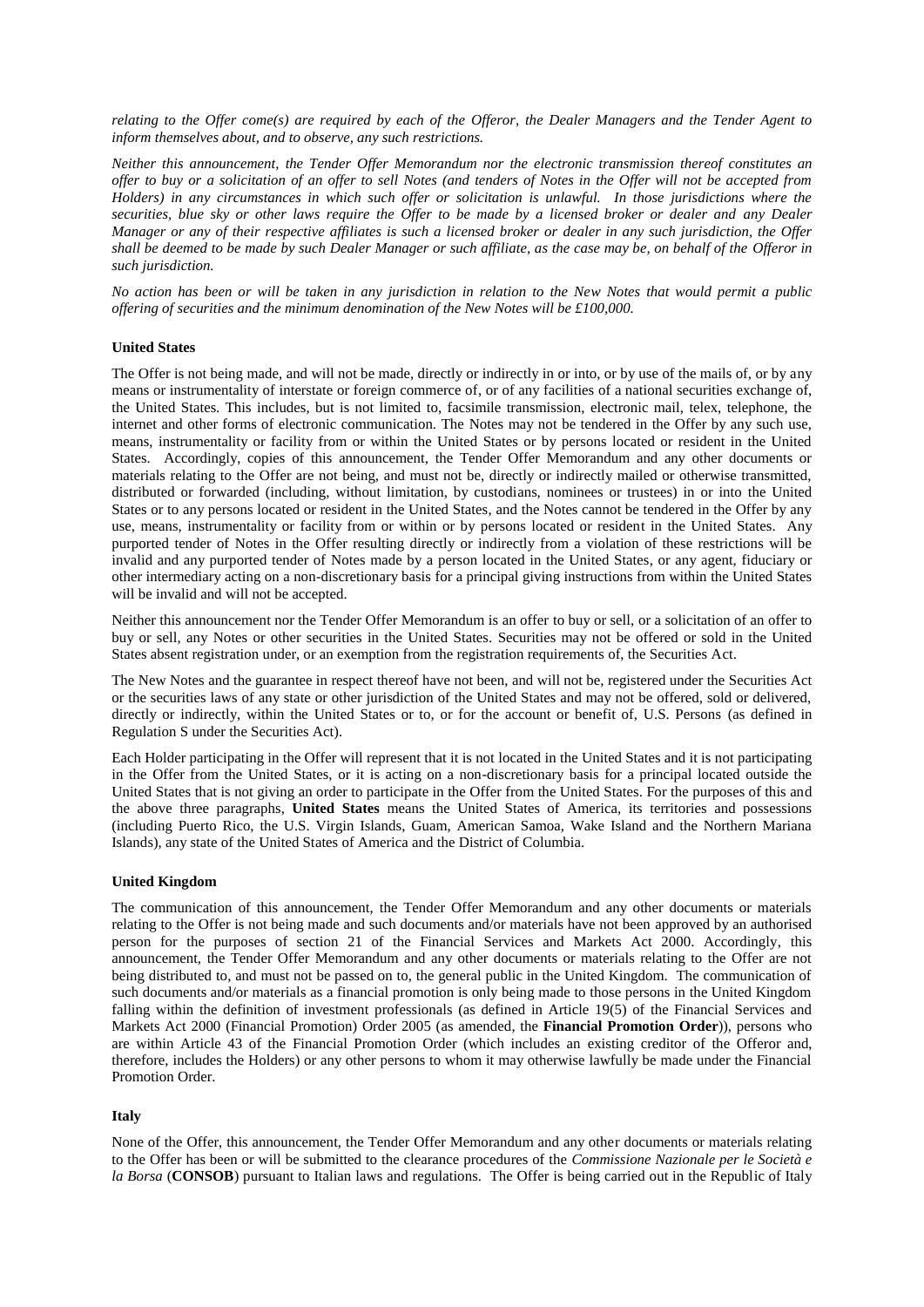*relating to the Offer come(s) are required by each of the Offeror, the Dealer Managers and the Tender Agent to inform themselves about, and to observe, any such restrictions.*

*Neither this announcement, the Tender Offer Memorandum nor the electronic transmission thereof constitutes an offer to buy or a solicitation of an offer to sell Notes (and tenders of Notes in the Offer will not be accepted from Holders) in any circumstances in which such offer or solicitation is unlawful. In those jurisdictions where the securities, blue sky or other laws require the Offer to be made by a licensed broker or dealer and any Dealer Manager or any of their respective affiliates is such a licensed broker or dealer in any such jurisdiction, the Offer shall be deemed to be made by such Dealer Manager or such affiliate, as the case may be, on behalf of the Offeror in such jurisdiction.*

*No action has been or will be taken in any jurisdiction in relation to the New Notes that would permit a public offering of securities and the minimum denomination of the New Notes will be £100,000.*

**United States**

The Offer is not being made, and will not be made, directly or indirectly in or into, or by use of the mails of, or by any means or instrumentality of interstate or foreign commerce of, or of any facilities of a national securities exchange of, the United States. This includes, but is not limited to, facsimile transmission, electronic mail, telex, telephone, the internet and other forms of electronic communication. The Notes may not be tendered in the Offer by any such use, means, instrumentality or facility from or within the United States or by persons located or resident in the United States. Accordingly, copies of this announcement, the Tender Offer Memorandum and any other documents or materials relating to the Offer are not being, and must not be, directly or indirectly mailed or otherwise transmitted, distributed or forwarded (including, without limitation, by custodians, nominees or trustees) in or into the United States or to any persons located or resident in the United States, and the Notes cannot be tendered in the Offer by any use, means, instrumentality or facility from or within or by persons located or resident in the United States. Any purported tender of Notes in the Offer resulting directly or indirectly from a violation of these restrictions will be invalid and any purported tender of Notes made by a person located in the United States, or any agent, fiduciary or other intermediary acting on a non-discretionary basis for a principal giving instructions from within the United States will be invalid and will not be accepted.

Neither this announcement nor the Tender Offer Memorandum is an offer to buy or sell, or a solicitation of an offer to buy or sell, any Notes or other securities in the United States. Securities may not be offered or sold in the United States absent registration under, or an exemption from the registration requirements of, the Securities Act.

The New Notes and the guarantee in respect thereof have not been, and will not be, registered under the Securities Act or the securities laws of any state or other jurisdiction of the United States and may not be offered, sold or delivered, directly or indirectly, within the United States or to, or for the account or benefit of, U.S. Persons (as defined in Regulation S under the Securities Act).

Each Holder participating in the Offer will represent that it is not located in the United States and it is not participating in the Offer from the United States, or it is acting on a non-discretionary basis for a principal located outside the United States that is not giving an order to participate in the Offer from the United States. For the purposes of this and the above three paragraphs, **United States** means the United States of America, its territories and possessions (including Puerto Rico, the U.S. Virgin Islands, Guam, American Samoa, Wake Island and the Northern Mariana Islands), any state of the United States of America and the District of Columbia.

**United Kingdom**

The communication of this announcement, the Tender Offer Memorandum and any other documents or materials relating to the Offer is not being made and such documents and/or materials have not been approved by an authorised person for the purposes of section 21 of the Financial Services and Markets Act 2000. Accordingly, this announcement, the Tender Offer Memorandum and any other documents or materials relating to the Offer are not being distributed to, and must not be passed on to, the general public in the United Kingdom. The communication of such documents and/or materials as a financial promotion is only being made to those persons in the United Kingdom falling within the definition of investment professionals (as defined in Article 19(5) of the Financial Services and Markets Act 2000 (Financial Promotion) Order 2005 (as amended, the **Financial Promotion Order**)), persons who are within Article 43 of the Financial Promotion Order (which includes an existing creditor of the Offeror and, therefore, includes the Holders) or any other persons to whom it may otherwise lawfully be made under the Financial Promotion Order.

**Italy**

None of the Offer, this announcement, the Tender Offer Memorandum and any other documents or materials relating to the Offer has been or will be submitted to the clearance procedures of the *Commissione Nazionale per le Società e la Borsa* (**CONSOB**) pursuant to Italian laws and regulations. The Offer is being carried out in the Republic of Italy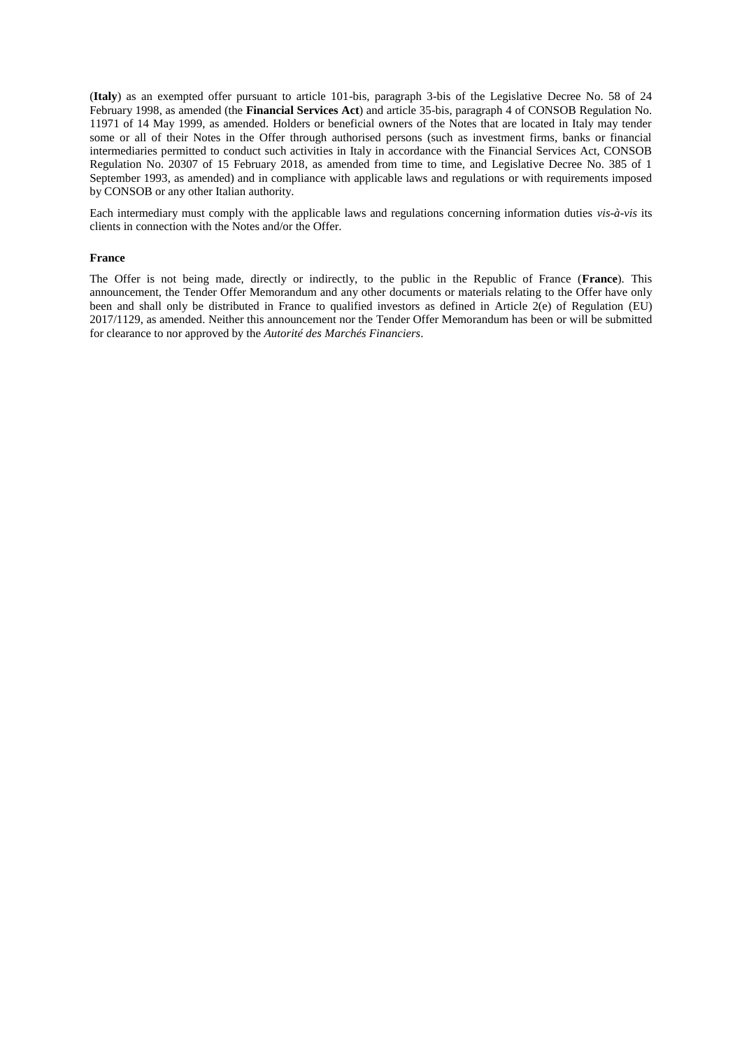(**Italy**) as an exempted offer pursuant to article 101-bis, paragraph 3-bis of the Legislative Decree No. 58 of 24 February 1998, as amended (the **Financial Services Act**) and article 35-bis, paragraph 4 of CONSOB Regulation No. 11971 of 14 May 1999, as amended. Holders or beneficial owners of the Notes that are located in Italy may tender some or all of their Notes in the Offer through authorised persons (such as investment firms, banks or financial intermediaries permitted to conduct such activities in Italy in accordance with the Financial Services Act, CONSOB Regulation No. 20307 of 15 February 2018, as amended from time to time, and Legislative Decree No. 385 of 1 September 1993, as amended) and in compliance with applicable laws and regulations or with requirements imposed by CONSOB or any other Italian authority.

Each intermediary must comply with the applicable laws and regulations concerning information duties *vis-à-vis* its clients in connection with the Notes and/or the Offer.

**France**

The Offer is not being made, directly or indirectly, to the public in the Republic of France (**France**). This announcement, the Tender Offer Memorandum and any other documents or materials relating to the Offer have only been and shall only be distributed in France to qualified investors as defined in Article 2(e) of Regulation (EU) 2017/1129, as amended. Neither this announcement nor the Tender Offer Memorandum has been or will be submitted for clearance to nor approved by the *Autorité des Marchés Financiers*.